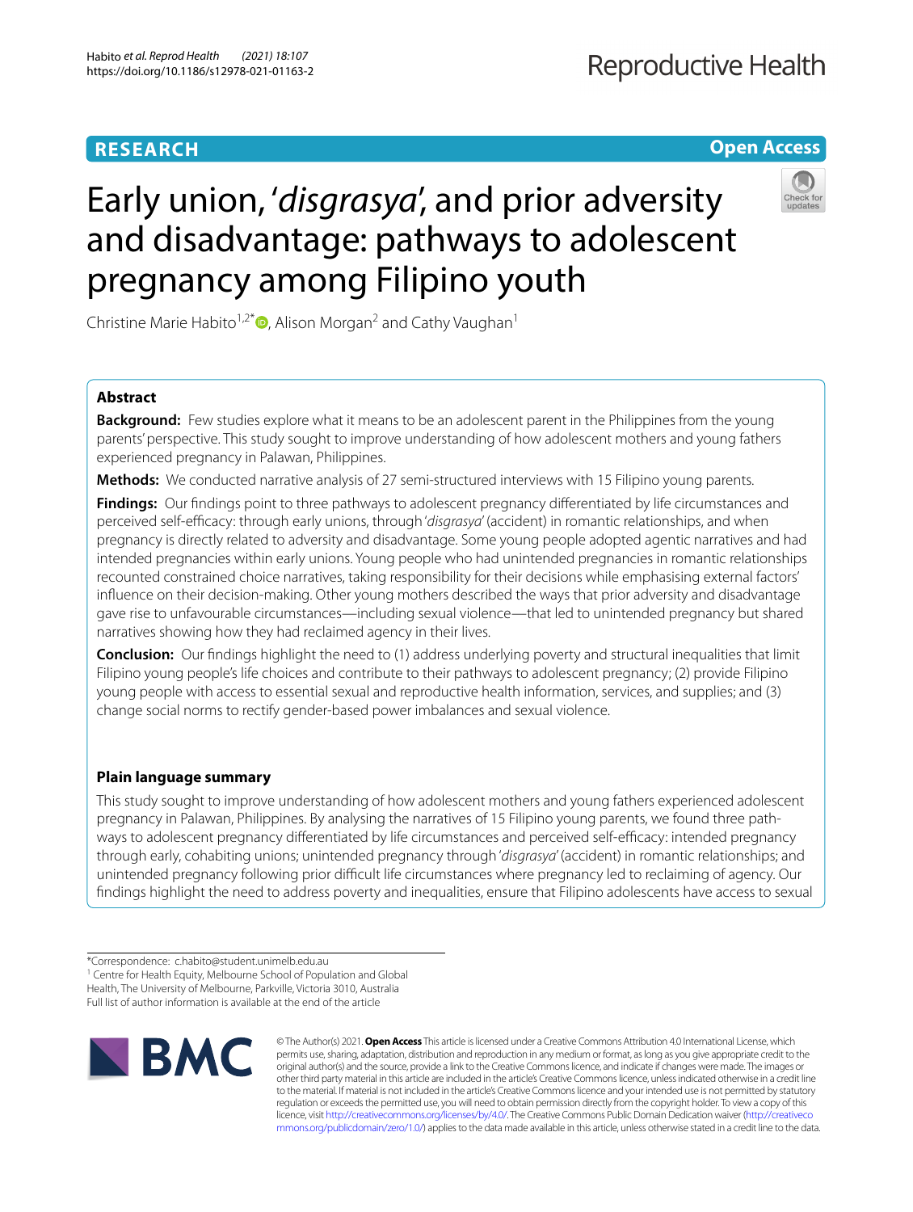**RESEARCH** **Open Access**

# Early union, '*disgrasya*', and prior adversity and disadvantage: pathways to adolescent pregnancy among Filipino youth

Christine Marie Habito[1,2*], Alison Morgan[2] and Cathy Vaughan[1]

## Abstract

**Background:** Few studies explore what it means to be an adolescent parent in the Philippines from the young parents' perspective. This study sought to improve understanding of how adolescent mothers and young fathers experienced pregnancy in Palawan, Philippines.

**Methods:** We conducted narrative analysis of 27 semi-structured interviews with 15 Filipino young parents.

**Findings:** Our findings point to three pathways to adolescent pregnancy differentiated by life circumstances and perceived self-efficacy: through early unions, through '*disgrasya*' (accident) in romantic relationships, and when pregnancy is directly related to adversity and disadvantage. Some young people adopted agentic narratives and had intended pregnancies within early unions. Young people who had unintended pregnancies in romantic relationships recounted constrained choice narratives, taking responsibility for their decisions while emphasising external factors' influence on their decision-making. Other young mothers described the ways that prior adversity and disadvantage gave rise to unfavourable circumstances—including sexual violence—that led to unintended pregnancy but shared narratives showing how they had reclaimed agency in their lives.

**Conclusion:** Our findings highlight the need to (1) address underlying poverty and structural inequalities that limit Filipino young people's life choices and contribute to their pathways to adolescent pregnancy; (2) provide Filipino young people with access to essential sexual and reproductive health information, services, and supplies; and (3) change social norms to rectify gender-based power imbalances and sexual violence.

### Plain language summary

This study sought to improve understanding of how adolescent mothers and young fathers experienced adolescent pregnancy in Palawan, Philippines. By analysing the narratives of 15 Filipino young parents, we found three pathways to adolescent pregnancy differentiated by life circumstances and perceived self-efficacy: intended pregnancy through early, cohabiting unions; unintended pregnancy through '*disgrasya*' (accident) in romantic relationships; and unintended pregnancy following prior difficult life circumstances where pregnancy led to reclaiming of agency. Our findings highlight the need to address poverty and inequalities, ensure that Filipino adolescents have access to sexual

*Correspondence: c.habito@student.unimelb.edu.au
[1] Centre for Health Equity, Melbourne School of Population and Global Health, The University of Melbourne, Parkville, Victoria 3010, Australia
Full list of author information is available at the end of the article

© The Author(s) 2021. **Open Access** This article is licensed under a Creative Commons Attribution 4.0 International License, which permits use, sharing, adaptation, distribution and reproduction in any medium or format, as long as you give appropriate credit to the original author(s) and the source, provide a link to the Creative Commons licence, and indicate if changes were made. The images or other third party material in this article are included in the article's Creative Commons licence, unless indicated otherwise in a credit line to the material. If material is not included in the article's Creative Commons licence and your intended use is not permitted by statutory regulation or exceeds the permitted use, you will need to obtain permission directly from the copyright holder. To view a copy of this licence, visit http://creativecommons.org/licenses/by/4.0/. The Creative Commons Public Domain Dedication waiver (http://creativecommons.org/publicdomain/zero/1.0/) applies to the data made available in this article, unless otherwise stated in a credit line to the data.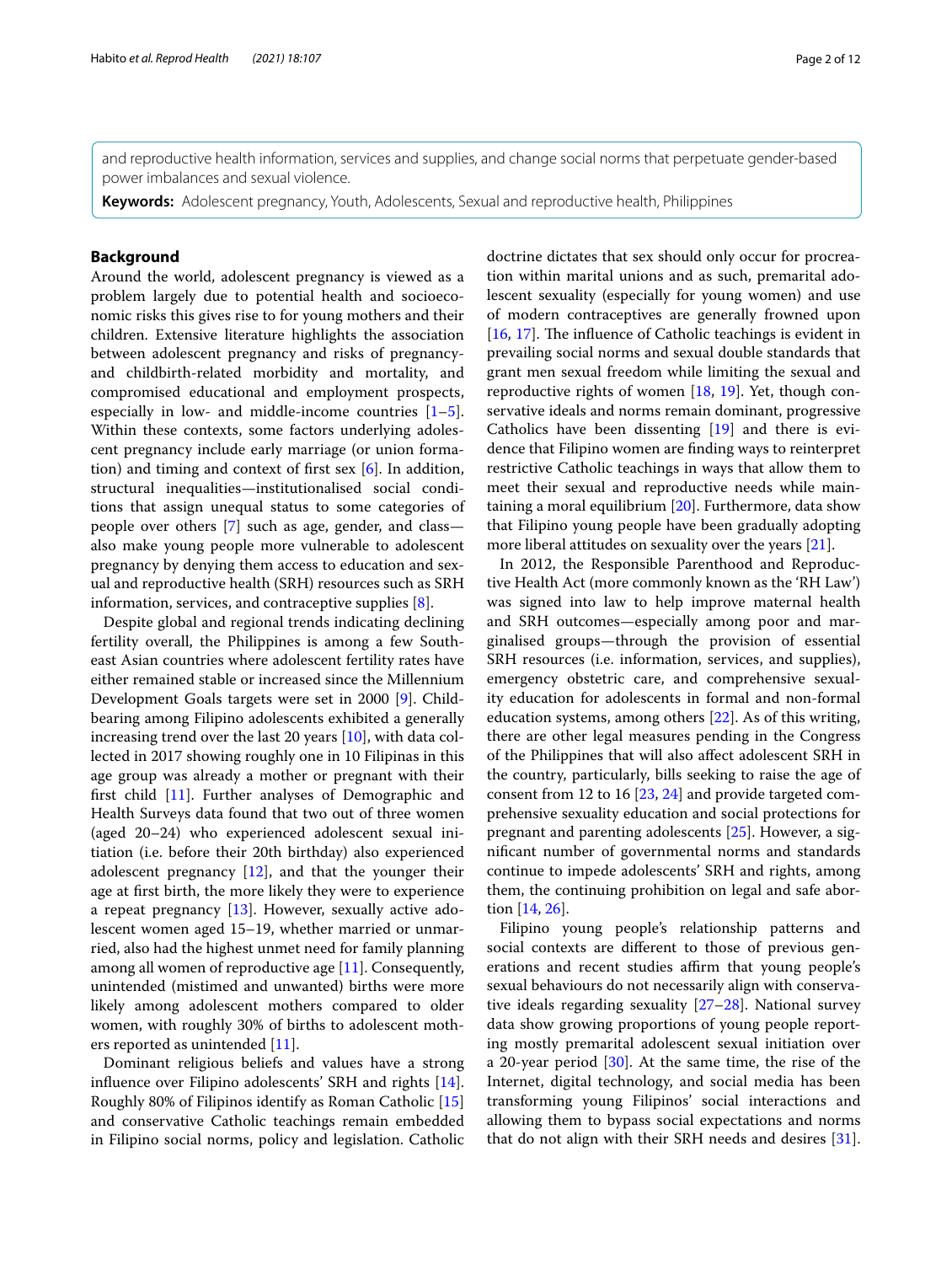and reproductive health information, services and supplies, and change social norms that perpetuate gender-based power imbalances and sexual violence.

**Keywords:** Adolescent pregnancy, Youth, Adolescents, Sexual and reproductive health, Philippines

## Background

Around the world, adolescent pregnancy is viewed as a problem largely due to potential health and socioeconomic risks this gives rise to for young mothers and their children. Extensive literature highlights the association between adolescent pregnancy and risks of pregnancy- and childbirth-related morbidity and mortality, and compromised educational and employment prospects, especially in low- and middle-income countries [1–5]. Within these contexts, some factors underlying adolescent pregnancy include early marriage (or union formation) and timing and context of first sex [6]. In addition, structural inequalities—institutionalised social conditions that assign unequal status to some categories of people over others [7] such as age, gender, and class—also make young people more vulnerable to adolescent pregnancy by denying them access to education and sexual and reproductive health (SRH) resources such as SRH information, services, and contraceptive supplies [8].

Despite global and regional trends indicating declining fertility overall, the Philippines is among a few Southeast Asian countries where adolescent fertility rates have either remained stable or increased since the Millennium Development Goals targets were set in 2000 [9]. Childbearing among Filipino adolescents exhibited a generally increasing trend over the last 20 years [10], with data collected in 2017 showing roughly one in 10 Filipinas in this age group was already a mother or pregnant with their first child [11]. Further analyses of Demographic and Health Surveys data found that two out of three women (aged 20–24) who experienced adolescent sexual initiation (i.e. before their 20th birthday) also experienced adolescent pregnancy [12], and that the younger their age at first birth, the more likely they were to experience a repeat pregnancy [13]. However, sexually active adolescent women aged 15–19, whether married or unmarried, also had the highest unmet need for family planning among all women of reproductive age [11]. Consequently, unintended (mistimed and unwanted) births were more likely among adolescent mothers compared to older women, with roughly 30% of births to adolescent mothers reported as unintended [11].

Dominant religious beliefs and values have a strong influence over Filipino adolescents' SRH and rights [14]. Roughly 80% of Filipinos identify as Roman Catholic [15] and conservative Catholic teachings remain embedded in Filipino social norms, policy and legislation. Catholic doctrine dictates that sex should only occur for procreation within marital unions and as such, premarital adolescent sexuality (especially for young women) and use of modern contraceptives are generally frowned upon [16, 17]. The influence of Catholic teachings is evident in prevailing social norms and sexual double standards that grant men sexual freedom while limiting the sexual and reproductive rights of women [18, 19]. Yet, though conservative ideals and norms remain dominant, progressive Catholics have been dissenting [19] and there is evidence that Filipino women are finding ways to reinterpret restrictive Catholic teachings in ways that allow them to meet their sexual and reproductive needs while maintaining a moral equilibrium [20]. Furthermore, data show that Filipino young people have been gradually adopting more liberal attitudes on sexuality over the years [21].

In 2012, the Responsible Parenthood and Reproductive Health Act (more commonly known as the 'RH Law') was signed into law to help improve maternal health and SRH outcomes—especially among poor and marginalised groups—through the provision of essential SRH resources (i.e. information, services, and supplies), emergency obstetric care, and comprehensive sexuality education for adolescents in formal and non-formal education systems, among others [22]. As of this writing, there are other legal measures pending in the Congress of the Philippines that will also affect adolescent SRH in the country, particularly, bills seeking to raise the age of consent from 12 to 16 [23, 24] and provide targeted comprehensive sexuality education and social protections for pregnant and parenting adolescents [25]. However, a significant number of governmental norms and standards continue to impede adolescents' SRH and rights, among them, the continuing prohibition on legal and safe abortion [14, 26].

Filipino young people's relationship patterns and social contexts are different to those of previous generations and recent studies affirm that young people's sexual behaviours do not necessarily align with conservative ideals regarding sexuality [27–28]. National survey data show growing proportions of young people reporting mostly premarital adolescent sexual initiation over a 20-year period [30]. At the same time, the rise of the Internet, digital technology, and social media has been transforming young Filipinos' social interactions and allowing them to bypass social expectations and norms that do not align with their SRH needs and desires [31].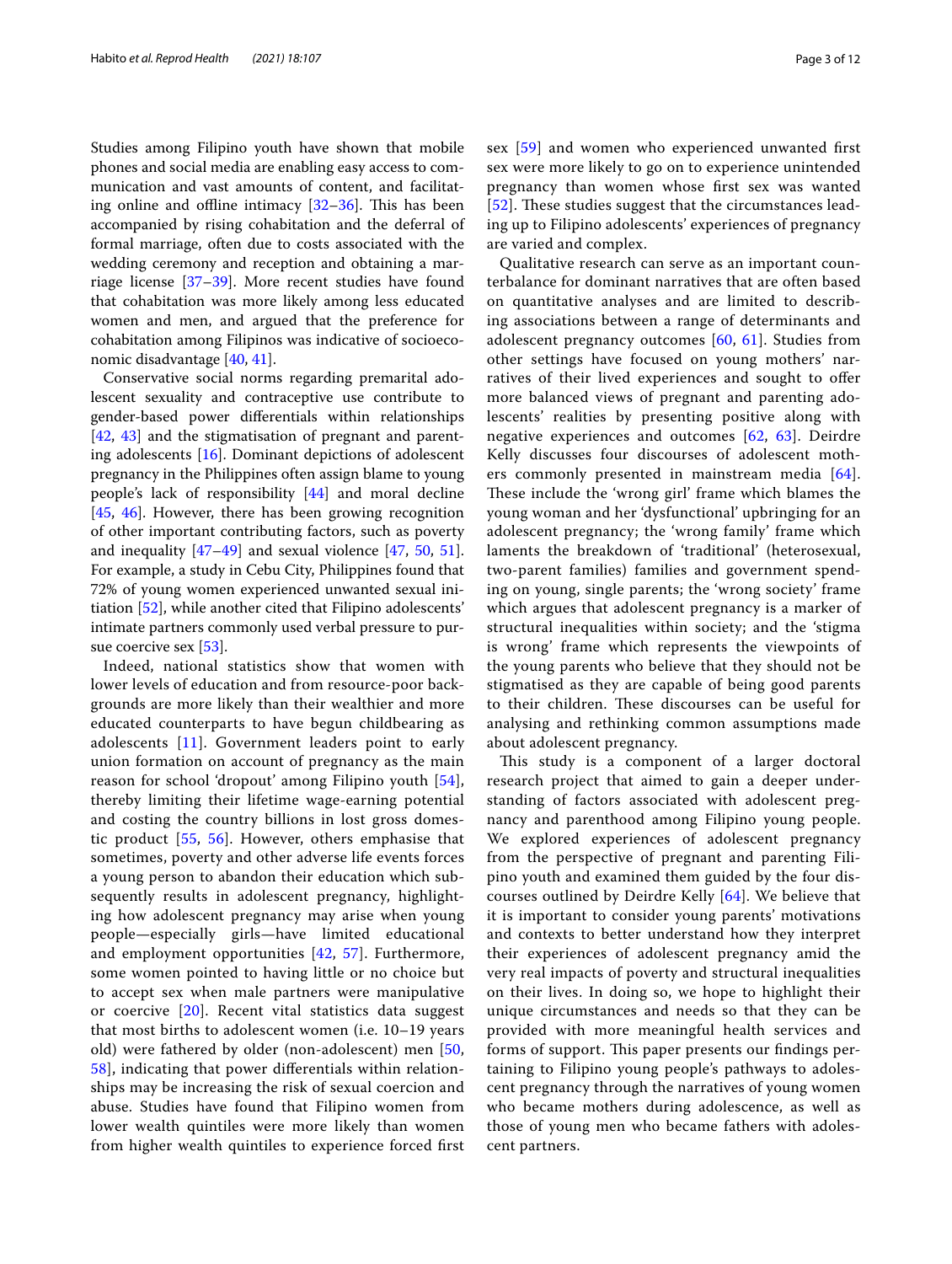Studies among Filipino youth have shown that mobile phones and social media are enabling easy access to communication and vast amounts of content, and facilitating online and offline intimacy [32–36]. This has been accompanied by rising cohabitation and the deferral of formal marriage, often due to costs associated with the wedding ceremony and reception and obtaining a marriage license [37–39]. More recent studies have found that cohabitation was more likely among less educated women and men, and argued that the preference for cohabitation among Filipinos was indicative of socioeconomic disadvantage [40, 41].

Conservative social norms regarding premarital adolescent sexuality and contraceptive use contribute to gender-based power differentials within relationships [42, 43] and the stigmatisation of pregnant and parenting adolescents [16]. Dominant depictions of adolescent pregnancy in the Philippines often assign blame to young people's lack of responsibility [44] and moral decline [45, 46]. However, there has been growing recognition of other important contributing factors, such as poverty and inequality [47–49] and sexual violence [47, 50, 51]. For example, a study in Cebu City, Philippines found that 72% of young women experienced unwanted sexual initiation [52], while another cited that Filipino adolescents' intimate partners commonly used verbal pressure to pursue coercive sex [53].

Indeed, national statistics show that women with lower levels of education and from resource-poor backgrounds are more likely than their wealthier and more educated counterparts to have begun childbearing as adolescents [11]. Government leaders point to early union formation on account of pregnancy as the main reason for school 'dropout' among Filipino youth [54], thereby limiting their lifetime wage-earning potential and costing the country billions in lost gross domestic product [55, 56]. However, others emphasise that sometimes, poverty and other adverse life events forces a young person to abandon their education which subsequently results in adolescent pregnancy, highlighting how adolescent pregnancy may arise when young people—especially girls—have limited educational and employment opportunities [42, 57]. Furthermore, some women pointed to having little or no choice but to accept sex when male partners were manipulative or coercive [20]. Recent vital statistics data suggest that most births to adolescent women (i.e. 10–19 years old) were fathered by older (non-adolescent) men [50, 58], indicating that power differentials within relationships may be increasing the risk of sexual coercion and abuse. Studies have found that Filipino women from lower wealth quintiles were more likely than women from higher wealth quintiles to experience forced first sex [59] and women who experienced unwanted first sex were more likely to go on to experience unintended pregnancy than women whose first sex was wanted [52]. These studies suggest that the circumstances leading up to Filipino adolescents' experiences of pregnancy are varied and complex.

Qualitative research can serve as an important counterbalance for dominant narratives that are often based on quantitative analyses and are limited to describing associations between a range of determinants and adolescent pregnancy outcomes [60, 61]. Studies from other settings have focused on young mothers' narratives of their lived experiences and sought to offer more balanced views of pregnant and parenting adolescents' realities by presenting positive along with negative experiences and outcomes [62, 63]. Deirdre Kelly discusses four discourses of adolescent mothers commonly presented in mainstream media [64]. These include the 'wrong girl' frame which blames the young woman and her 'dysfunctional' upbringing for an adolescent pregnancy; the 'wrong family' frame which laments the breakdown of 'traditional' (heterosexual, two-parent families) families and government spending on young, single parents; the 'wrong society' frame which argues that adolescent pregnancy is a marker of structural inequalities within society; and the 'stigma is wrong' frame which represents the viewpoints of the young parents who believe that they should not be stigmatised as they are capable of being good parents to their children. These discourses can be useful for analysing and rethinking common assumptions made about adolescent pregnancy.

This study is a component of a larger doctoral research project that aimed to gain a deeper understanding of factors associated with adolescent pregnancy and parenthood among Filipino young people. We explored experiences of adolescent pregnancy from the perspective of pregnant and parenting Filipino youth and examined them guided by the four discourses outlined by Deirdre Kelly [64]. We believe that it is important to consider young parents' motivations and contexts to better understand how they interpret their experiences of adolescent pregnancy amid the very real impacts of poverty and structural inequalities on their lives. In doing so, we hope to highlight their unique circumstances and needs so that they can be provided with more meaningful health services and forms of support. This paper presents our findings pertaining to Filipino young people's pathways to adolescent pregnancy through the narratives of young women who became mothers during adolescence, as well as those of young men who became fathers with adolescent partners.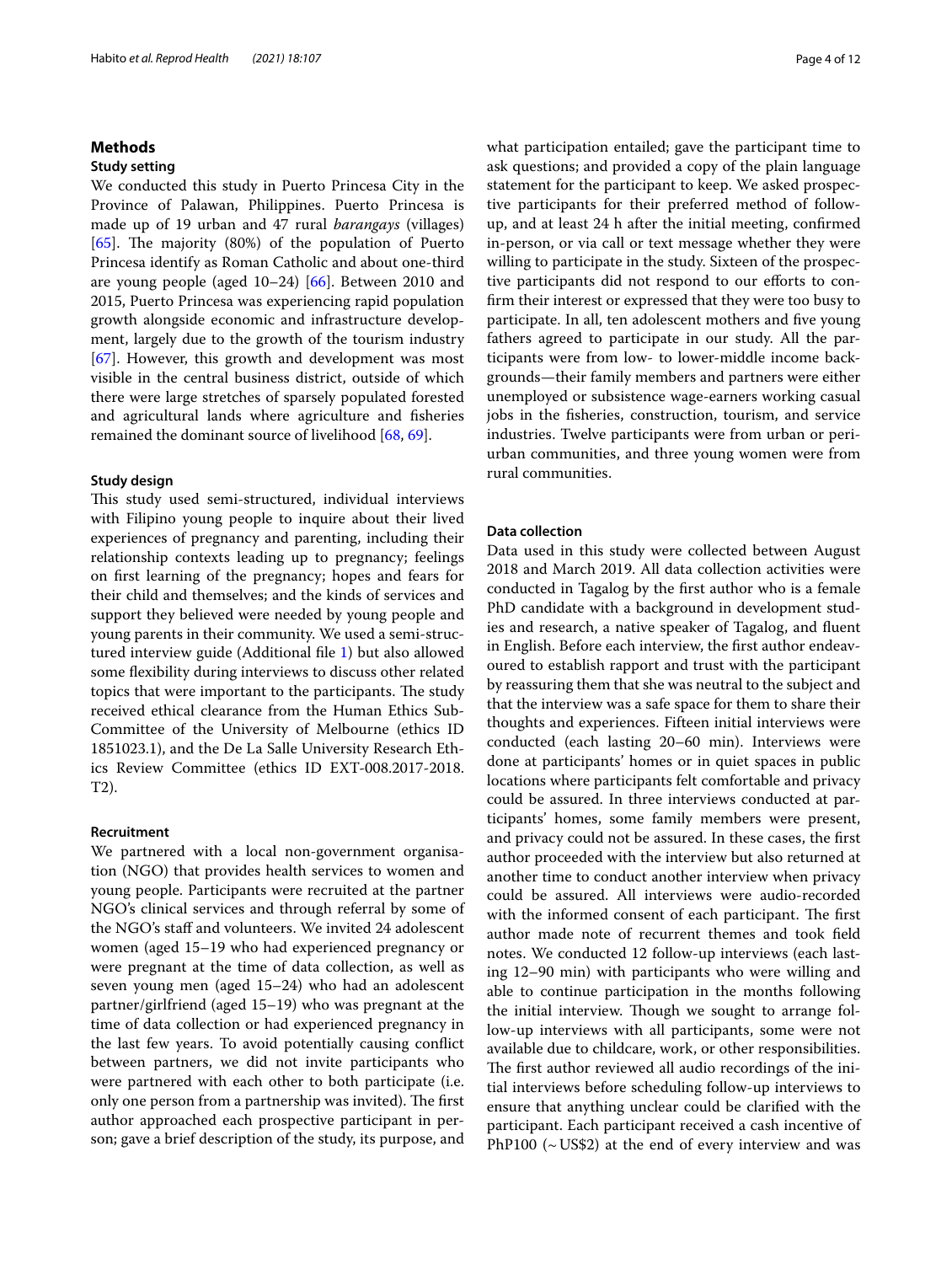## Methods

### Study setting

We conducted this study in Puerto Princesa City in the Province of Palawan, Philippines. Puerto Princesa is made up of 19 urban and 47 rural *barangays* (villages) [65]. The majority (80%) of the population of Puerto Princesa identify as Roman Catholic and about one-third are young people (aged 10–24) [66]. Between 2010 and 2015, Puerto Princesa was experiencing rapid population growth alongside economic and infrastructure development, largely due to the growth of the tourism industry [67]. However, this growth and development was most visible in the central business district, outside of which there were large stretches of sparsely populated forested and agricultural lands where agriculture and fisheries remained the dominant source of livelihood [68, 69].

### Study design

This study used semi-structured, individual interviews with Filipino young people to inquire about their lived experiences of pregnancy and parenting, including their relationship contexts leading up to pregnancy; feelings on first learning of the pregnancy; hopes and fears for their child and themselves; and the kinds of services and support they believed were needed by young people and young parents in their community. We used a semi-structured interview guide (Additional file 1) but also allowed some flexibility during interviews to discuss other related topics that were important to the participants. The study received ethical clearance from the Human Ethics Sub-Committee of the University of Melbourne (ethics ID 1851023.1), and the De La Salle University Research Ethics Review Committee (ethics ID EXT-008.2017-2018.T2).

### Recruitment

We partnered with a local non-government organisation (NGO) that provides health services to women and young people. Participants were recruited at the partner NGO's clinical services and through referral by some of the NGO's staff and volunteers. We invited 24 adolescent women (aged 15–19 who had experienced pregnancy or were pregnant at the time of data collection, as well as seven young men (aged 15–24) who had an adolescent partner/girlfriend (aged 15–19) who was pregnant at the time of data collection or had experienced pregnancy in the last few years. To avoid potentially causing conflict between partners, we did not invite participants who were partnered with each other to both participate (i.e. only one person from a partnership was invited). The first author approached each prospective participant in person; gave a brief description of the study, its purpose, and what participation entailed; gave the participant time to ask questions; and provided a copy of the plain language statement for the participant to keep. We asked prospective participants for their preferred method of follow-up, and at least 24 h after the initial meeting, confirmed in-person, or via call or text message whether they were willing to participate in the study. Sixteen of the prospective participants did not respond to our efforts to confirm their interest or expressed that they were too busy to participate. In all, ten adolescent mothers and five young fathers agreed to participate in our study. All the participants were from low- to lower-middle income backgrounds—their family members and partners were either unemployed or subsistence wage-earners working casual jobs in the fisheries, construction, tourism, and service industries. Twelve participants were from urban or peri-urban communities, and three young women were from rural communities.

### Data collection

Data used in this study were collected between August 2018 and March 2019. All data collection activities were conducted in Tagalog by the first author who is a female PhD candidate with a background in development studies and research, a native speaker of Tagalog, and fluent in English. Before each interview, the first author endeavoured to establish rapport and trust with the participant by reassuring them that she was neutral to the subject and that the interview was a safe space for them to share their thoughts and experiences. Fifteen initial interviews were conducted (each lasting 20–60 min). Interviews were done at participants' homes or in quiet spaces in public locations where participants felt comfortable and privacy could be assured. In three interviews conducted at participants' homes, some family members were present, and privacy could not be assured. In these cases, the first author proceeded with the interview but also returned at another time to conduct another interview when privacy could be assured. All interviews were audio-recorded with the informed consent of each participant. The first author made note of recurrent themes and took field notes. We conducted 12 follow-up interviews (each lasting 12–90 min) with participants who were willing and able to continue participation in the months following the initial interview. Though we sought to arrange follow-up interviews with all participants, some were not available due to childcare, work, or other responsibilities. The first author reviewed all audio recordings of the initial interviews before scheduling follow-up interviews to ensure that anything unclear could be clarified with the participant. Each participant received a cash incentive of PhP100 (~ US$2) at the end of every interview and was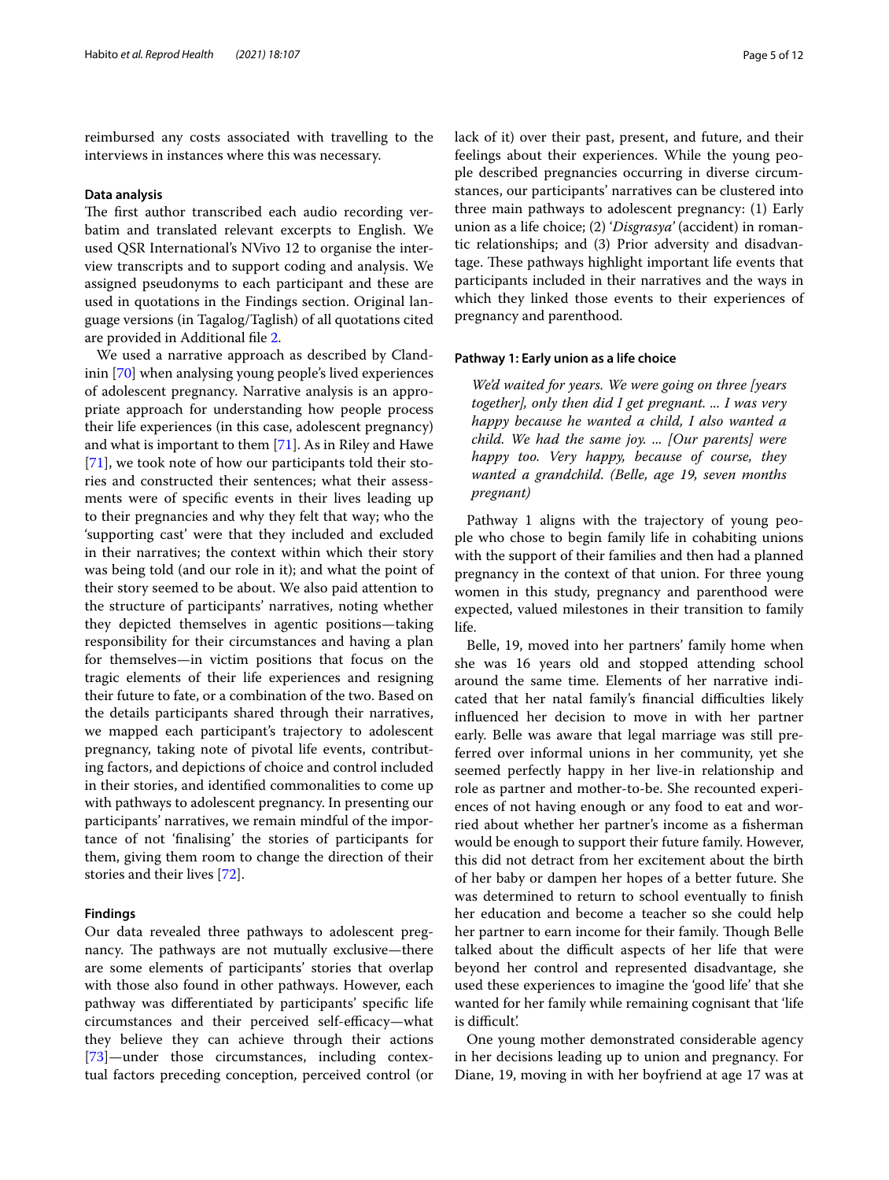reimbursed any costs associated with travelling to the interviews in instances where this was necessary.

### Data analysis

The first author transcribed each audio recording verbatim and translated relevant excerpts to English. We used QSR International's NVivo 12 to organise the interview transcripts and to support coding and analysis. We assigned pseudonyms to each participant and these are used in quotations in the Findings section. Original language versions (in Tagalog/Taglish) of all quotations cited are provided in Additional file 2.

We used a narrative approach as described by Clandinin [70] when analysing young people's lived experiences of adolescent pregnancy. Narrative analysis is an appropriate approach for understanding how people process their life experiences (in this case, adolescent pregnancy) and what is important to them [71]. As in Riley and Hawe [71], we took note of how our participants told their stories and constructed their sentences; what their assessments were of specific events in their lives leading up to their pregnancies and why they felt that way; who the 'supporting cast' were that they included and excluded in their narratives; the context within which their story was being told (and our role in it); and what the point of their story seemed to be about. We also paid attention to the structure of participants' narratives, noting whether they depicted themselves in agentic positions—taking responsibility for their circumstances and having a plan for themselves—in victim positions that focus on the tragic elements of their life experiences and resigning their future to fate, or a combination of the two. Based on the details participants shared through their narratives, we mapped each participant's trajectory to adolescent pregnancy, taking note of pivotal life events, contributing factors, and depictions of choice and control included in their stories, and identified commonalities to come up with pathways to adolescent pregnancy. In presenting our participants' narratives, we remain mindful of the importance of not 'finalising' the stories of participants for them, giving them room to change the direction of their stories and their lives [72].

### Findings

Our data revealed three pathways to adolescent pregnancy. The pathways are not mutually exclusive—there are some elements of participants' stories that overlap with those also found in other pathways. However, each pathway was differentiated by participants' specific life circumstances and their perceived self-efficacy—what they believe they can achieve through their actions [73]—under those circumstances, including contextual factors preceding conception, perceived control (or lack of it) over their past, present, and future, and their feelings about their experiences. While the young people described pregnancies occurring in diverse circumstances, our participants' narratives can be clustered into three main pathways to adolescent pregnancy: (1) Early union as a life choice; (2) '*Disgrasya*' (accident) in romantic relationships; and (3) Prior adversity and disadvantage. These pathways highlight important life events that participants included in their narratives and the ways in which they linked those events to their experiences of pregnancy and parenthood.

#### Pathway 1: Early union as a life choice

> *We'd waited for years. We were going on three [years together], only then did I get pregnant. ... I was very happy because he wanted a child, I also wanted a child. We had the same joy. ... [Our parents] were happy too. Very happy, because of course, they wanted a grandchild. (Belle, age 19, seven months pregnant)*

Pathway 1 aligns with the trajectory of young people who chose to begin family life in cohabiting unions with the support of their families and then had a planned pregnancy in the context of that union. For three young women in this study, pregnancy and parenthood were expected, valued milestones in their transition to family life.

Belle, 19, moved into her partners' family home when she was 16 years old and stopped attending school around the same time. Elements of her narrative indicated that her natal family's financial difficulties likely influenced her decision to move in with her partner early. Belle was aware that legal marriage was still preferred over informal unions in her community, yet she seemed perfectly happy in her live-in relationship and role as partner and mother-to-be. She recounted experiences of not having enough or any food to eat and worried about whether her partner's income as a fisherman would be enough to support their future family. However, this did not detract from her excitement about the birth of her baby or dampen her hopes of a better future. She was determined to return to school eventually to finish her education and become a teacher so she could help her partner to earn income for their family. Though Belle talked about the difficult aspects of her life that were beyond her control and represented disadvantage, she used these experiences to imagine the 'good life' that she wanted for her family while remaining cognisant that 'life is difficult'.

One young mother demonstrated considerable agency in her decisions leading up to union and pregnancy. For Diane, 19, moving in with her boyfriend at age 17 was at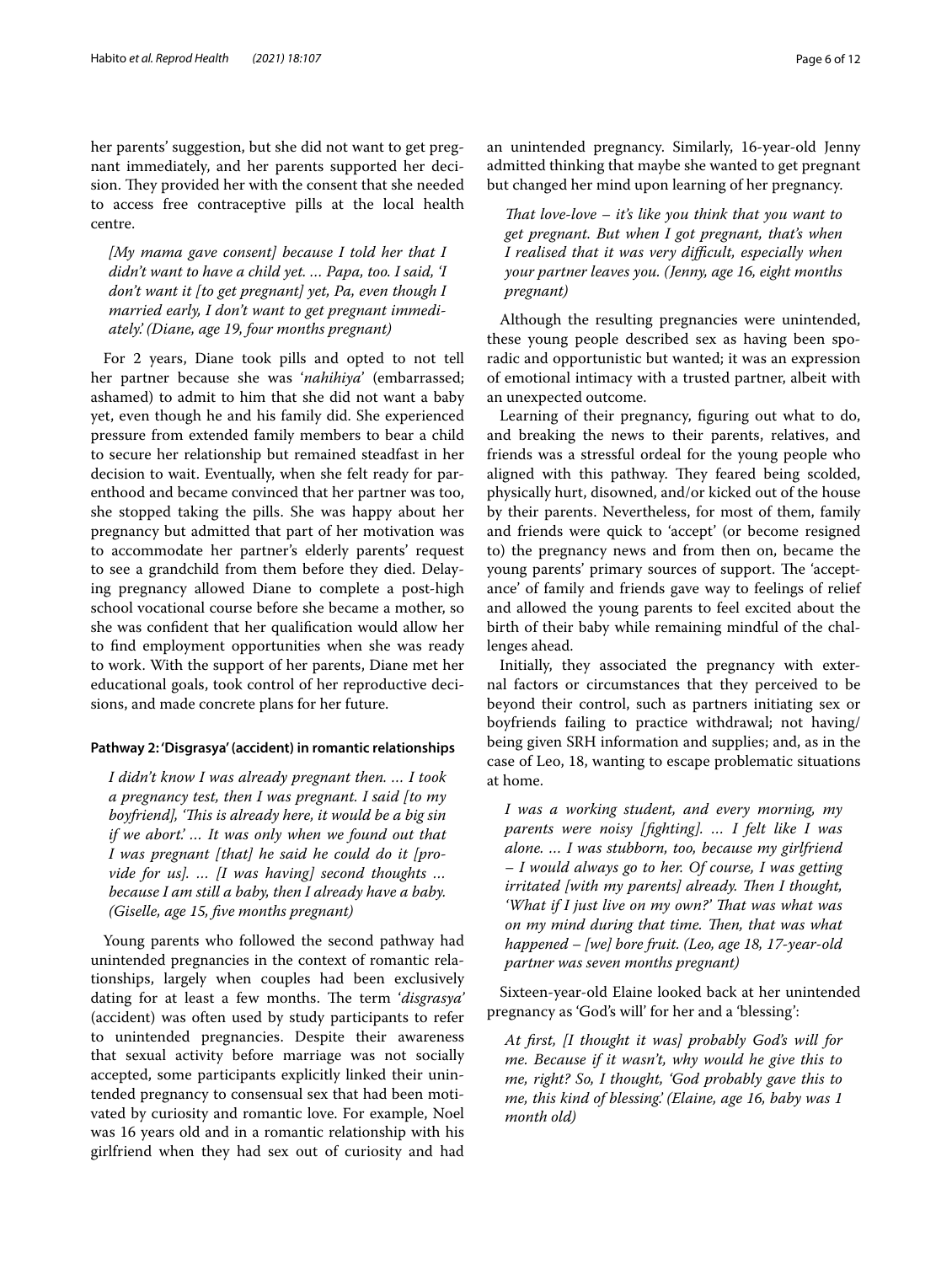her parents' suggestion, but she did not want to get pregnant immediately, and her parents supported her decision. They provided her with the consent that she needed to access free contraceptive pills at the local health centre.

> *[My mama gave consent] because I told her that I didn't want to have a child yet. … Papa, too. I said, 'I don't want it [to get pregnant] yet, Pa, even though I married early, I don't want to get pregnant immediately.' (Diane, age 19, four months pregnant)*

For 2 years, Diane took pills and opted to not tell her partner because she was '*nahihiya*' (embarrassed; ashamed) to admit to him that she did not want a baby yet, even though he and his family did. She experienced pressure from extended family members to bear a child to secure her relationship but remained steadfast in her decision to wait. Eventually, when she felt ready for parenthood and became convinced that her partner was too, she stopped taking the pills. She was happy about her pregnancy but admitted that part of her motivation was to accommodate her partner's elderly parents' request to see a grandchild from them before they died. Delaying pregnancy allowed Diane to complete a post-high school vocational course before she became a mother, so she was confident that her qualification would allow her to find employment opportunities when she was ready to work. With the support of her parents, Diane met her educational goals, took control of her reproductive decisions, and made concrete plans for her future.

#### Pathway 2: 'Disgrasya' (accident) in romantic relationships

> *I didn't know I was already pregnant then. … I took a pregnancy test, then I was pregnant. I said [to my boyfriend], 'This is already here, it would be a big sin if we abort.' … It was only when we found out that I was pregnant [that] he said he could do it [provide for us]. … [I was having] second thoughts … because I am still a baby, then I already have a baby. (Giselle, age 15, five months pregnant)*

Young parents who followed the second pathway had unintended pregnancies in the context of romantic relationships, largely when couples had been exclusively dating for at least a few months. The term '*disgrasya*' (accident) was often used by study participants to refer to unintended pregnancies. Despite their awareness that sexual activity before marriage was not socially accepted, some participants explicitly linked their unintended pregnancy to consensual sex that had been motivated by curiosity and romantic love. For example, Noel was 16 years old and in a romantic relationship with his girlfriend when they had sex out of curiosity and had an unintended pregnancy. Similarly, 16-year-old Jenny admitted thinking that maybe she wanted to get pregnant but changed her mind upon learning of her pregnancy.

> *That love-love – it's like you think that you want to get pregnant. But when I got pregnant, that's when I realised that it was very difficult, especially when your partner leaves you. (Jenny, age 16, eight months pregnant)*

Although the resulting pregnancies were unintended, these young people described sex as having been sporadic and opportunistic but wanted; it was an expression of emotional intimacy with a trusted partner, albeit with an unexpected outcome.

Learning of their pregnancy, figuring out what to do, and breaking the news to their parents, relatives, and friends was a stressful ordeal for the young people who aligned with this pathway. They feared being scolded, physically hurt, disowned, and/or kicked out of the house by their parents. Nevertheless, for most of them, family and friends were quick to 'accept' (or become resigned to) the pregnancy news and from then on, became the young parents' primary sources of support. The 'acceptance' of family and friends gave way to feelings of relief and allowed the young parents to feel excited about the birth of their baby while remaining mindful of the challenges ahead.

Initially, they associated the pregnancy with external factors or circumstances that they perceived to be beyond their control, such as partners initiating sex or boyfriends failing to practice withdrawal; not having/being given SRH information and supplies; and, as in the case of Leo, 18, wanting to escape problematic situations at home.

> *I was a working student, and every morning, my parents were noisy [fighting]. … I felt like I was alone. … I was stubborn, too, because my girlfriend – I would always go to her. Of course, I was getting irritated [with my parents] already. Then I thought, 'What if I just live on my own?' That was what was on my mind during that time. Then, that was what happened – [we] bore fruit. (Leo, age 18, 17-year-old partner was seven months pregnant)*

Sixteen-year-old Elaine looked back at her unintended pregnancy as 'God's will' for her and a 'blessing':

> *At first, [I thought it was] probably God's will for me. Because if it wasn't, why would he give this to me, right? So, I thought, 'God probably gave this to me, this kind of blessing.' (Elaine, age 16, baby was 1 month old)*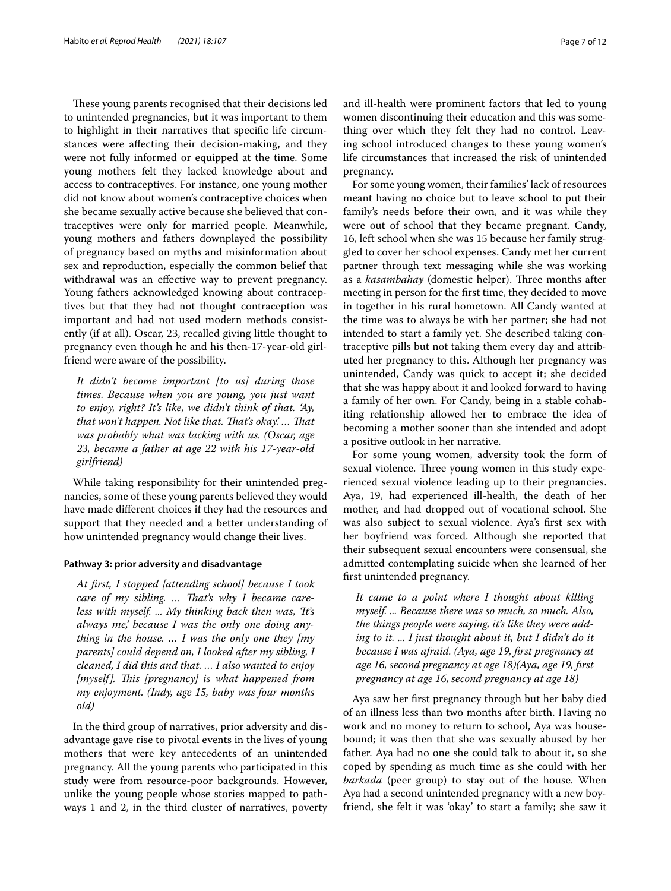These young parents recognised that their decisions led to unintended pregnancies, but it was important to them to highlight in their narratives that specific life circumstances were affecting their decision-making, and they were not fully informed or equipped at the time. Some young mothers felt they lacked knowledge about and access to contraceptives. For instance, one young mother did not know about women's contraceptive choices when she became sexually active because she believed that contraceptives were only for married people. Meanwhile, young mothers and fathers downplayed the possibility of pregnancy based on myths and misinformation about sex and reproduction, especially the common belief that withdrawal was an effective way to prevent pregnancy. Young fathers acknowledged knowing about contraceptives but that they had not thought contraception was important and had not used modern methods consistently (if at all). Oscar, 23, recalled giving little thought to pregnancy even though he and his then-17-year-old girlfriend were aware of the possibility.

> *It didn't become important [to us] during those times. Because when you are young, you just want to enjoy, right? It's like, we didn't think of that. 'Ay, that won't happen. Not like that. That's okay.' … That was probably what was lacking with us. (Oscar, age 23, became a father at age 22 with his 17-year-old girlfriend)*

While taking responsibility for their unintended pregnancies, some of these young parents believed they would have made different choices if they had the resources and support that they needed and a better understanding of how unintended pregnancy would change their lives.

#### Pathway 3: prior adversity and disadvantage

> *At first, I stopped [attending school] because I took care of my sibling. … That's why I became careless with myself. ... My thinking back then was, 'It's always me,' because I was the only one doing anything in the house. … I was the only one they [my parents] could depend on, I looked after my sibling, I cleaned, I did this and that. … I also wanted to enjoy [myself]. This [pregnancy] is what happened from my enjoyment. (Indy, age 15, baby was four months old)*

In the third group of narratives, prior adversity and disadvantage gave rise to pivotal events in the lives of young mothers that were key antecedents of an unintended pregnancy. All the young parents who participated in this study were from resource-poor backgrounds. However, unlike the young people whose stories mapped to pathways 1 and 2, in the third cluster of narratives, poverty and ill-health were prominent factors that led to young women discontinuing their education and this was something over which they felt they had no control. Leaving school introduced changes to these young women's life circumstances that increased the risk of unintended pregnancy.

For some young women, their families' lack of resources meant having no choice but to leave school to put their family's needs before their own, and it was while they were out of school that they became pregnant. Candy, 16, left school when she was 15 because her family struggled to cover her school expenses. Candy met her current partner through text messaging while she was working as a *kasambahay* (domestic helper). Three months after meeting in person for the first time, they decided to move in together in his rural hometown. All Candy wanted at the time was to always be with her partner; she had not intended to start a family yet. She described taking contraceptive pills but not taking them every day and attributed her pregnancy to this. Although her pregnancy was unintended, Candy was quick to accept it; she decided that she was happy about it and looked forward to having a family of her own. For Candy, being in a stable cohabiting relationship allowed her to embrace the idea of becoming a mother sooner than she intended and adopt a positive outlook in her narrative.

For some young women, adversity took the form of sexual violence. Three young women in this study experienced sexual violence leading up to their pregnancies. Aya, 19, had experienced ill-health, the death of her mother, and had dropped out of vocational school. She was also subject to sexual violence. Aya's first sex with her boyfriend was forced. Although she reported that their subsequent sexual encounters were consensual, she admitted contemplating suicide when she learned of her first unintended pregnancy.

> *It came to a point where I thought about killing myself. ... Because there was so much, so much. Also, the things people were saying, it's like they were adding to it. ... I just thought about it, but I didn't do it because I was afraid. (Aya, age 19, first pregnancy at age 16, second pregnancy at age 18)(Aya, age 19, first pregnancy at age 16, second pregnancy at age 18)*

Aya saw her first pregnancy through but her baby died of an illness less than two months after birth. Having no work and no money to return to school, Aya was housebound; it was then that she was sexually abused by her father. Aya had no one she could talk to about it, so she coped by spending as much time as she could with her *barkada* (peer group) to stay out of the house. When Aya had a second unintended pregnancy with a new boyfriend, she felt it was 'okay' to start a family; she saw it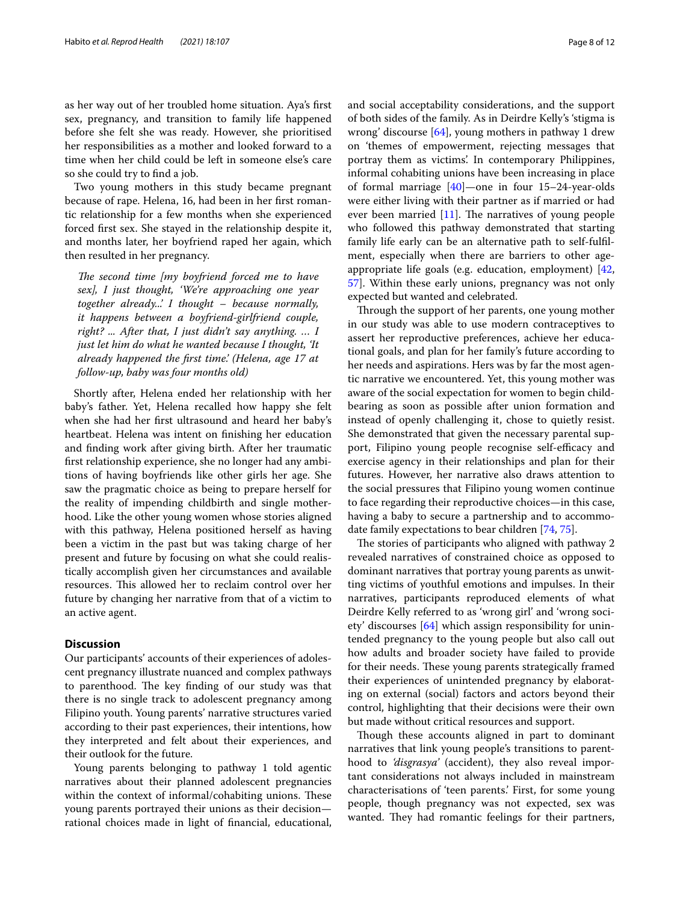as her way out of her troubled home situation. Aya's first sex, pregnancy, and transition to family life happened before she felt she was ready. However, she prioritised her responsibilities as a mother and looked forward to a time when her child could be left in someone else's care so she could try to find a job.

Two young mothers in this study became pregnant because of rape. Helena, 16, had been in her first romantic relationship for a few months when she experienced forced first sex. She stayed in the relationship despite it, and months later, her boyfriend raped her again, which then resulted in her pregnancy.

> *The second time [my boyfriend forced me to have sex], I just thought, 'We're approaching one year together already...' I thought – because normally, it happens between a boyfriend-girlfriend couple, right? ... After that, I just didn't say anything. … I just let him do what he wanted because I thought, 'It already happened the first time.' (Helena, age 17 at follow-up, baby was four months old)*

Shortly after, Helena ended her relationship with her baby's father. Yet, Helena recalled how happy she felt when she had her first ultrasound and heard her baby's heartbeat. Helena was intent on finishing her education and finding work after giving birth. After her traumatic first relationship experience, she no longer had any ambitions of having boyfriends like other girls her age. She saw the pragmatic choice as being to prepare herself for the reality of impending childbirth and single motherhood. Like the other young women whose stories aligned with this pathway, Helena positioned herself as having been a victim in the past but was taking charge of her present and future by focusing on what she could realistically accomplish given her circumstances and available resources. This allowed her to reclaim control over her future by changing her narrative from that of a victim to an active agent.

## Discussion

Our participants' accounts of their experiences of adolescent pregnancy illustrate nuanced and complex pathways to parenthood. The key finding of our study was that there is no single track to adolescent pregnancy among Filipino youth. Young parents' narrative structures varied according to their past experiences, their intentions, how they interpreted and felt about their experiences, and their outlook for the future.

Young parents belonging to pathway 1 told agentic narratives about their planned adolescent pregnancies within the context of informal/cohabiting unions. These young parents portrayed their unions as their decision—rational choices made in light of financial, educational, and social acceptability considerations, and the support of both sides of the family. As in Deirdre Kelly's 'stigma is wrong' discourse [64], young mothers in pathway 1 drew on 'themes of empowerment, rejecting messages that portray them as victims'. In contemporary Philippines, informal cohabiting unions have been increasing in place of formal marriage [40]—one in four 15–24-year-olds were either living with their partner as if married or had ever been married [11]. The narratives of young people who followed this pathway demonstrated that starting family life early can be an alternative path to self-fulfilment, especially when there are barriers to other age-appropriate life goals (e.g. education, employment) [42, 57]. Within these early unions, pregnancy was not only expected but wanted and celebrated.

Through the support of her parents, one young mother in our study was able to use modern contraceptives to assert her reproductive preferences, achieve her educational goals, and plan for her family's future according to her needs and aspirations. Hers was by far the most agentic narrative we encountered. Yet, this young mother was aware of the social expectation for women to begin childbearing as soon as possible after union formation and instead of openly challenging it, chose to quietly resist. She demonstrated that given the necessary parental support, Filipino young people recognise self-efficacy and exercise agency in their relationships and plan for their futures. However, her narrative also draws attention to the social pressures that Filipino young women continue to face regarding their reproductive choices—in this case, having a baby to secure a partnership and to accommodate family expectations to bear children [74, 75].

The stories of participants who aligned with pathway 2 revealed narratives of constrained choice as opposed to dominant narratives that portray young parents as unwitting victims of youthful emotions and impulses. In their narratives, participants reproduced elements of what Deirdre Kelly referred to as 'wrong girl' and 'wrong society' discourses [64] which assign responsibility for unintended pregnancy to the young people but also call out how adults and broader society have failed to provide for their needs. These young parents strategically framed their experiences of unintended pregnancy by elaborating on external (social) factors and actors beyond their control, highlighting that their decisions were their own but made without critical resources and support.

Though these accounts aligned in part to dominant narratives that link young people's transitions to parenthood to *'disgrasya'* (accident), they also reveal important considerations not always included in mainstream characterisations of 'teen parents.' First, for some young people, though pregnancy was not expected, sex was wanted. They had romantic feelings for their partners,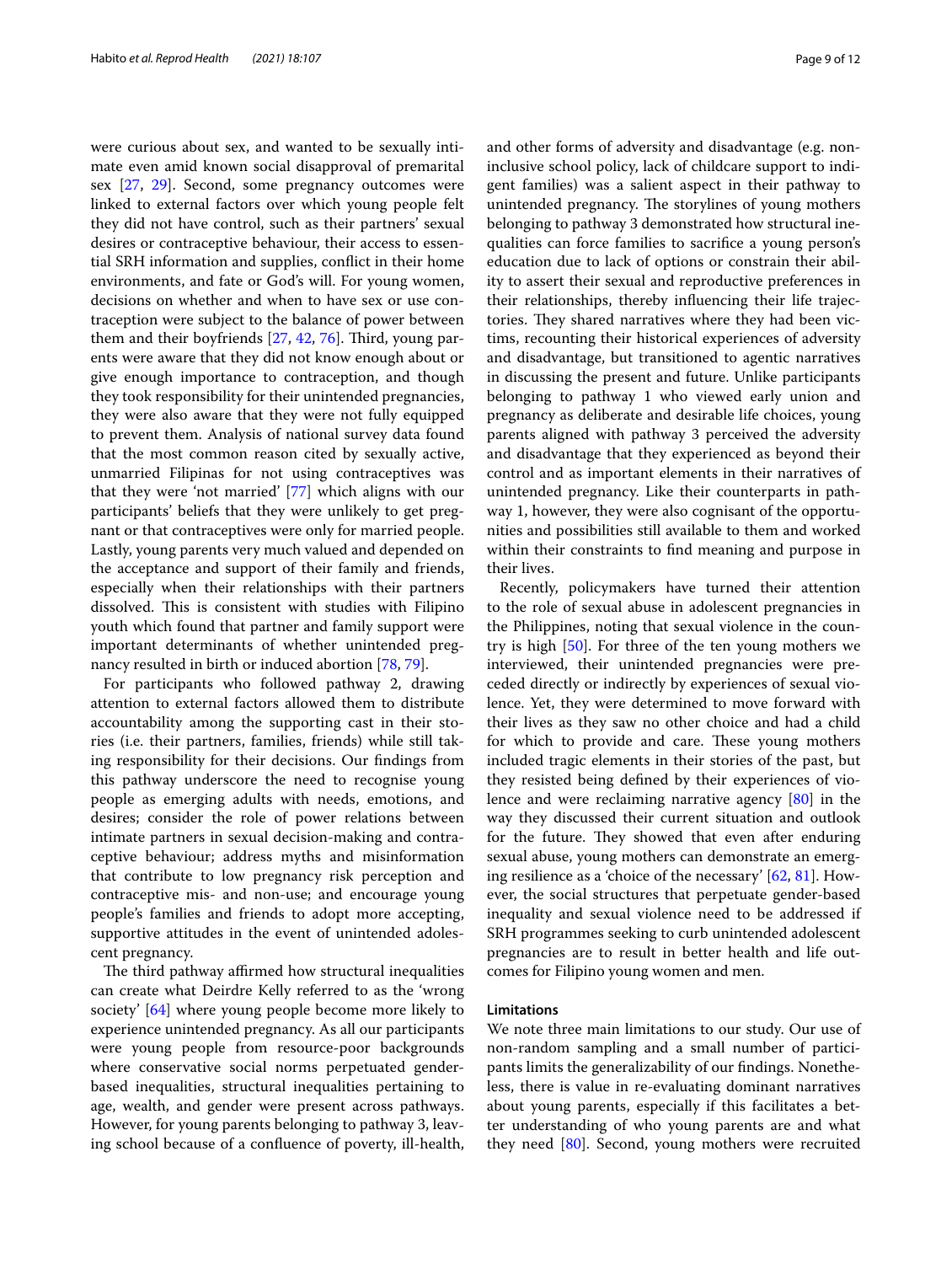were curious about sex, and wanted to be sexually intimate even amid known social disapproval of premarital sex [27, 29]. Second, some pregnancy outcomes were linked to external factors over which young people felt they did not have control, such as their partners' sexual desires or contraceptive behaviour, their access to essential SRH information and supplies, conflict in their home environments, and fate or God's will. For young women, decisions on whether and when to have sex or use contraception were subject to the balance of power between them and their boyfriends [27, 42, 76]. Third, young parents were aware that they did not know enough about or give enough importance to contraception, and though they took responsibility for their unintended pregnancies, they were also aware that they were not fully equipped to prevent them. Analysis of national survey data found that the most common reason cited by sexually active, unmarried Filipinas for not using contraceptives was that they were 'not married' [77] which aligns with our participants' beliefs that they were unlikely to get pregnant or that contraceptives were only for married people. Lastly, young parents very much valued and depended on the acceptance and support of their family and friends, especially when their relationships with their partners dissolved. This is consistent with studies with Filipino youth which found that partner and family support were important determinants of whether unintended pregnancy resulted in birth or induced abortion [78, 79].

For participants who followed pathway 2, drawing attention to external factors allowed them to distribute accountability among the supporting cast in their stories (i.e. their partners, families, friends) while still taking responsibility for their decisions. Our findings from this pathway underscore the need to recognise young people as emerging adults with needs, emotions, and desires; consider the role of power relations between intimate partners in sexual decision-making and contraceptive behaviour; address myths and misinformation that contribute to low pregnancy risk perception and contraceptive mis- and non-use; and encourage young people's families and friends to adopt more accepting, supportive attitudes in the event of unintended adolescent pregnancy.

The third pathway affirmed how structural inequalities can create what Deirdre Kelly referred to as the 'wrong society' [64] where young people become more likely to experience unintended pregnancy. As all our participants were young people from resource-poor backgrounds where conservative social norms perpetuated gender-based inequalities, structural inequalities pertaining to age, wealth, and gender were present across pathways. However, for young parents belonging to pathway 3, leaving school because of a confluence of poverty, ill-health, and other forms of adversity and disadvantage (e.g. non-inclusive school policy, lack of childcare support to indigent families) was a salient aspect in their pathway to unintended pregnancy. The storylines of young mothers belonging to pathway 3 demonstrated how structural inequalities can force families to sacrifice a young person's education due to lack of options or constrain their ability to assert their sexual and reproductive preferences in their relationships, thereby influencing their life trajectories. They shared narratives where they had been victims, recounting their historical experiences of adversity and disadvantage, but transitioned to agentic narratives in discussing the present and future. Unlike participants belonging to pathway 1 who viewed early union and pregnancy as deliberate and desirable life choices, young parents aligned with pathway 3 perceived the adversity and disadvantage that they experienced as beyond their control and as important elements in their narratives of unintended pregnancy. Like their counterparts in pathway 1, however, they were also cognisant of the opportunities and possibilities still available to them and worked within their constraints to find meaning and purpose in their lives.

Recently, policymakers have turned their attention to the role of sexual abuse in adolescent pregnancies in the Philippines, noting that sexual violence in the country is high [50]. For three of the ten young mothers we interviewed, their unintended pregnancies were preceded directly or indirectly by experiences of sexual violence. Yet, they were determined to move forward with their lives as they saw no other choice and had a child for which to provide and care. These young mothers included tragic elements in their stories of the past, but they resisted being defined by their experiences of violence and were reclaiming narrative agency [80] in the way they discussed their current situation and outlook for the future. They showed that even after enduring sexual abuse, young mothers can demonstrate an emerging resilience as a 'choice of the necessary' [62, 81]. However, the social structures that perpetuate gender-based inequality and sexual violence need to be addressed if SRH programmes seeking to curb unintended adolescent pregnancies are to result in better health and life outcomes for Filipino young women and men.

### Limitations

We note three main limitations to our study. Our use of non-random sampling and a small number of participants limits the generalizability of our findings. Nonetheless, there is value in re-evaluating dominant narratives about young parents, especially if this facilitates a better understanding of who young parents are and what they need [80]. Second, young mothers were recruited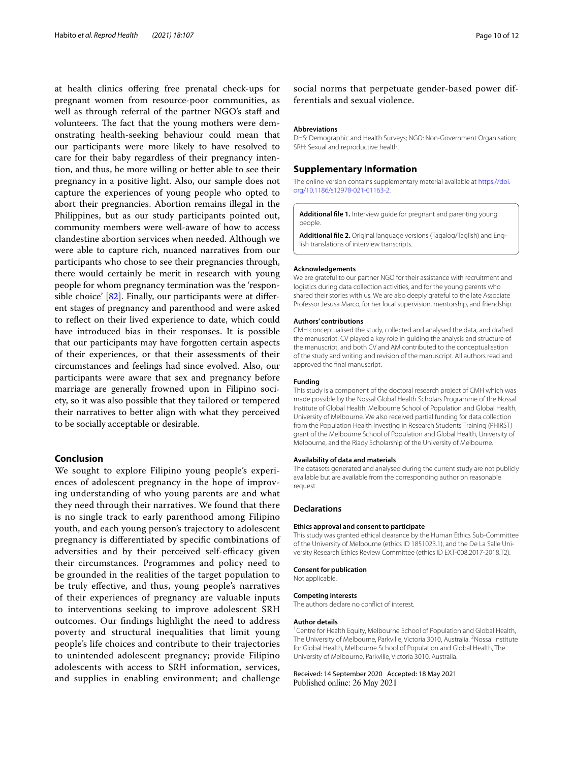at health clinics offering free prenatal check-ups for pregnant women from resource-poor communities, as well as through referral of the partner NGO's staff and volunteers. The fact that the young mothers were demonstrating health-seeking behaviour could mean that our participants were more likely to have resolved to care for their baby regardless of their pregnancy intention, and thus, be more willing or better able to see their pregnancy in a positive light. Also, our sample does not capture the experiences of young people who opted to abort their pregnancies. Abortion remains illegal in the Philippines, but as our study participants pointed out, community members were well-aware of how to access clandestine abortion services when needed. Although we were able to capture rich, nuanced narratives from our participants who chose to see their pregnancies through, there would certainly be merit in research with young people for whom pregnancy termination was the 'responsible choice' [82]. Finally, our participants were at different stages of pregnancy and parenthood and were asked to reflect on their lived experience to date, which could have introduced bias in their responses. It is possible that our participants may have forgotten certain aspects of their experiences, or that their assessments of their circumstances and feelings had since evolved. Also, our participants were aware that sex and pregnancy before marriage are generally frowned upon in Filipino society, so it was also possible that they tailored or tempered their narratives to better align with what they perceived to be socially acceptable or desirable.

## Conclusion

We sought to explore Filipino young people's experiences of adolescent pregnancy in the hope of improving understanding of who young parents are and what they need through their narratives. We found that there is no single track to early parenthood among Filipino youth, and each young person's trajectory to adolescent pregnancy is differentiated by specific combinations of adversities and by their perceived self-efficacy given their circumstances. Programmes and policy need to be grounded in the realities of the target population to be truly effective, and thus, young people's narratives of their experiences of pregnancy are valuable inputs to interventions seeking to improve adolescent SRH outcomes. Our findings highlight the need to address poverty and structural inequalities that limit young people's life choices and contribute to their trajectories to unintended adolescent pregnancy; provide Filipino adolescents with access to SRH information, services, and supplies in enabling environment; and challenge social norms that perpetuate gender-based power differentials and sexual violence.

#### Abbreviations

DHS: Demographic and Health Surveys; NGO: Non-Government Organisation; SRH: Sexual and reproductive health.

## Supplementary Information

The online version contains supplementary material available at https://doi.org/10.1186/s12978-021-01163-2.

**Additional file 1.** Interview guide for pregnant and parenting young people.

**Additional file 2.** Original language versions (Tagalog/Taglish) and English translations of interview transcripts.

#### Acknowledgements

We are grateful to our partner NGO for their assistance with recruitment and logistics during data collection activities, and for the young parents who shared their stories with us. We are also deeply grateful to the late Associate Professor Jesusa Marco, for her local supervision, mentorship, and friendship.

#### Authors' contributions

CMH conceptualised the study, collected and analysed the data, and drafted the manuscript. CV played a key role in guiding the analysis and structure of the manuscript, and both CV and AM contributed to the conceptualisation of the study and writing and revision of the manuscript. All authors read and approved the final manuscript.

#### Funding

This study is a component of the doctoral research project of CMH which was made possible by the Nossal Global Health Scholars Programme of the Nossal Institute of Global Health, Melbourne School of Population and Global Health, University of Melbourne. We also received partial funding for data collection from the Population Health Investing in Research Students' Training (PHIRST) grant of the Melbourne School of Population and Global Health, University of Melbourne, and the Riady Scholarship of the University of Melbourne.

#### Availability of data and materials

The datasets generated and analysed during the current study are not publicly available but are available from the corresponding author on reasonable request.

### Declarations

#### Ethics approval and consent to participate

This study was granted ethical clearance by the Human Ethics Sub-Committee of the University of Melbourne (ethics ID 1851023.1), and the De La Salle University Research Ethics Review Committee (ethics ID EXT-008.2017-2018.T2).

#### Consent for publication

Not applicable.

#### Competing interests

The authors declare no conflict of interest.

#### Author details

[1] Centre for Health Equity, Melbourne School of Population and Global Health, The University of Melbourne, Parkville, Victoria 3010, Australia. [2] Nossal Institute for Global Health, Melbourne School of Population and Global Health, The University of Melbourne, Parkville, Victoria 3010, Australia.

Received: 14 September 2020 Accepted: 18 May 2021
Published online: 26 May 2021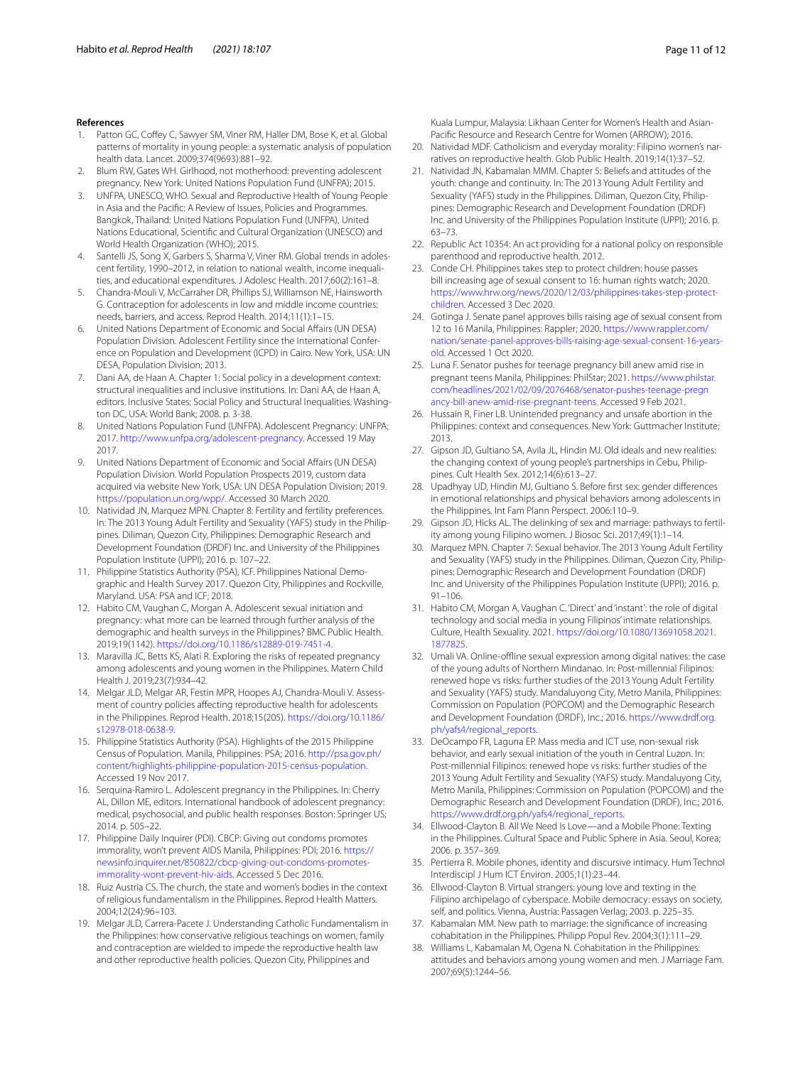## References

1. Patton GC, Coffey C, Sawyer SM, Viner RM, Haller DM, Bose K, et al. Global patterns of mortality in young people: a systematic analysis of population health data. Lancet. 2009;374(9693):881–92.
2. Blum RW, Gates WH. Girlhood, not motherhood: preventing adolescent pregnancy. New York: United Nations Population Fund (UNFPA); 2015.
3. UNFPA, UNESCO, WHO. Sexual and Reproductive Health of Young People in Asia and the Pacific: A Review of Issues, Policies and Programmes. Bangkok, Thailand: United Nations Population Fund (UNFPA), United Nations Educational, Scientific and Cultural Organization (UNESCO) and World Health Organization (WHO); 2015.
4. Santelli JS, Song X, Garbers S, Sharma V, Viner RM. Global trends in adolescent fertility, 1990–2012, in relation to national wealth, income inequalities, and educational expenditures. J Adolesc Health. 2017;60(2):161–8.
5. Chandra-Mouli V, McCarraher DR, Phillips SJ, Williamson NE, Hainsworth G. Contraception for adolescents in low and middle income countries: needs, barriers, and access. Reprod Health. 2014;11(1):1–15.
6. United Nations Department of Economic and Social Affairs (UN DESA) Population Division. Adolescent Fertility since the International Conference on Population and Development (ICPD) in Cairo. New York, USA: UN DESA, Population Division; 2013.
7. Dani AA, de Haan A. Chapter 1: Social policy in a development context: structural inequalities and inclusive institutions. In: Dani AA, de Haan A, editors. Inclusive States: Social Policy and Structural Inequalities. Washington DC, USA: World Bank; 2008. p. 3-38.
8. United Nations Population Fund (UNFPA). Adolescent Pregnancy: UNFPA; 2017. http://www.unfpa.org/adolescent-pregnancy. Accessed 19 May 2017.
9. United Nations Department of Economic and Social Affairs (UN DESA) Population Division. World Population Prospects 2019, custom data acquired via website New York, USA: UN DESA Population Division; 2019. https://population.un.org/wpp/. Accessed 30 March 2020.
10. Natividad JN, Marquez MPN. Chapter 8: Fertility and fertility preferences. In: The 2013 Young Adult Fertility and Sexuality (YAFS) study in the Philippines. Diliman, Quezon City, Philippines: Demographic Research and Development Foundation (DRDF) Inc. and University of the Philippines Population Institute (UPPI); 2016. p. 107–22.
11. Philippine Statistics Authority (PSA), ICF. Philippines National Demographic and Health Survey 2017. Quezon City, Philippines and Rockville, Maryland. USA: PSA and ICF; 2018.
12. Habito CM, Vaughan C, Morgan A. Adolescent sexual initiation and pregnancy: what more can be learned through further analysis of the demographic and health surveys in the Philippines? BMC Public Health. 2019;19(1142). https://doi.org/10.1186/s12889-019-7451-4.
13. Maravilla JC, Betts KS, Alati R. Exploring the risks of repeated pregnancy among adolescents and young women in the Philippines. Matern Child Health J. 2019;23(7):934–42.
14. Melgar JLD, Melgar AR, Festin MPR, Hoopes AJ, Chandra-Mouli V. Assessment of country policies affecting reproductive health for adolescents in the Philippines. Reprod Health. 2018;15(205). https://doi.org/10.1186/s12978-018-0638-9.
15. Philippine Statistics Authority (PSA). Highlights of the 2015 Philippine Census of Population. Manila, Philippines: PSA; 2016. http://psa.gov.ph/content/highlights-philippine-population-2015-census-population. Accessed 19 Nov 2017.
16. Serquina-Ramiro L. Adolescent pregnancy in the Philippines. In: Cherry AL, Dillon ME, editors. International handbook of adolescent pregnancy: medical, psychosocial, and public health responses. Boston: Springer US; 2014. p. 505–22.
17. Philippine Daily Inquirer (PDI). CBCP: Giving out condoms promotes immorality, won't prevent AIDS Manila, Philippines: PDI; 2016. https://newsinfo.inquirer.net/850822/cbcp-giving-out-condoms-promotes-immorality-wont-prevent-hiv-aids. Accessed 5 Dec 2016.
18. Ruiz Austria CS. The church, the state and women's bodies in the context of religious fundamentalism in the Philippines. Reprod Health Matters. 2004;12(24):96–103.
19. Melgar JLD, Carrera-Pacete J. Understanding Catholic Fundamentalism in the Philippines: how conservative religious teachings on women, family and contraception are wielded to impede the reproductive health law and other reproductive health policies. Quezon City, Philippines and Kuala Lumpur, Malaysia: Likhaan Center for Women's Health and Asian-Pacific Resource and Research Centre for Women (ARROW); 2016.
20. Natividad MDF. Catholicism and everyday morality: Filipino women's narratives on reproductive health. Glob Public Health. 2019;14(1):37–52.
21. Natividad JN, Kabamalan MMM. Chapter 5: Beliefs and attitudes of the youth: change and continuity. In: The 2013 Young Adult Fertility and Sexuality (YAFS) study in the Philippines. Diliman, Quezon City, Philippines: Demographic Research and Development Foundation (DRDF) Inc. and University of the Philippines Population Institute (UPPI); 2016. p. 63–73.
22. Republic Act 10354: An act providing for a national policy on responsible parenthood and reproductive health. 2012.
23. Conde CH. Philippines takes step to protect children: house passes bill increasing age of sexual consent to 16: human rights watch; 2020. https://www.hrw.org/news/2020/12/03/philippines-takes-step-protect-children. Accessed 3 Dec 2020.
24. Gotinga J. Senate panel approves bills raising age of sexual consent from 12 to 16 Manila, Philippines: Rappler; 2020. https://www.rappler.com/nation/senate-panel-approves-bills-raising-age-sexual-consent-16-years-old. Accessed 1 Oct 2020.
25. Luna F. Senator pushes for teenage pregnancy bill anew amid rise in pregnant teens Manila, Philippines: PhilStar; 2021. https://www.philstar.com/headlines/2021/02/09/2076468/senator-pushes-teenage-pregnancy-bill-anew-amid-rise-pregnant-teens. Accessed 9 Feb 2021.
26. Hussain R, Finer LB. Unintended pregnancy and unsafe abortion in the Philippines: context and consequences. New York: Guttmacher Institute; 2013.
27. Gipson JD, Gultiano SA, Avila JL, Hindin MJ. Old ideals and new realities: the changing context of young people's partnerships in Cebu, Philippines. Cult Health Sex. 2012;14(6):613–27.
28. Upadhyay UD, Hindin MJ, Gultiano S. Before first sex: gender differences in emotional relationships and physical behaviors among adolescents in the Philippines. Int Fam Plann Perspect. 2006:110–9.
29. Gipson JD, Hicks AL. The delinking of sex and marriage: pathways to fertility among young Filipino women. J Biosoc Sci. 2017;49(1):1–14.
30. Marquez MPN. Chapter 7: Sexual behavior. The 2013 Young Adult Fertility and Sexuality (YAFS) study in the Philippines. Diliman, Quezon City, Philippines: Demographic Research and Development Foundation (DRDF) Inc. and University of the Philippines Population Institute (UPPI); 2016. p. 91–106.
31. Habito CM, Morgan A, Vaughan C. 'Direct' and 'instant': the role of digital technology and social media in young Filipinos' intimate relationships. Culture, Health Sexuality. 2021. https://doi.org/10.1080/13691058.2021.1877825.
32. Umali VA. Online-offline sexual expression among digital natives: the case of the young adults of Northern Mindanao. In: Post-millennial Filipinos: renewed hope vs risks: further studies of the 2013 Young Adult Fertility and Sexuality (YAFS) study. Mandaluyong City, Metro Manila, Philippines: Commission on Population (POPCOM) and the Demographic Research and Development Foundation (DRDF), Inc.; 2016. https://www.drdf.org.ph/yafs4/regional_reports.
33. DeOcampo FR, Laguna EP. Mass media and ICT use, non-sexual risk behavior, and early sexual initiation of the youth in Central Luzon. In: Post-millennial Filipinos: renewed hope vs risks: further studies of the 2013 Young Adult Fertility and Sexuality (YAFS) study. Mandaluyong City, Metro Manila, Philippines: Commission on Population (POPCOM) and the Demographic Research and Development Foundation (DRDF), Inc.; 2016. https://www.drdf.org.ph/yafs4/regional_reports.
34. Ellwood-Clayton B. All We Need Is Love—and a Mobile Phone: Texting in the Philippines. Cultural Space and Public Sphere in Asia. Seoul, Korea; 2006. p. 357–369.
35. Pertierra R. Mobile phones, identity and discursive intimacy. Hum Technol Interdiscipl J Hum ICT Environ. 2005;1(1):23–44.
36. Ellwood-Clayton B. Virtual strangers: young love and texting in the Filipino archipelago of cyberspace. Mobile democracy: essays on society, self, and politics. Vienna, Austria: Passagen Verlag; 2003. p. 225–35.
37. Kabamalan MM. New path to marriage: the significance of increasing cohabitation in the Philippines. Philipp Popul Rev. 2004;3(1):111–29.
38. Williams L, Kabamalan M, Ogena N. Cohabitation in the Philippines: attitudes and behaviors among young women and men. J Marriage Fam. 2007;69(5):1244–56.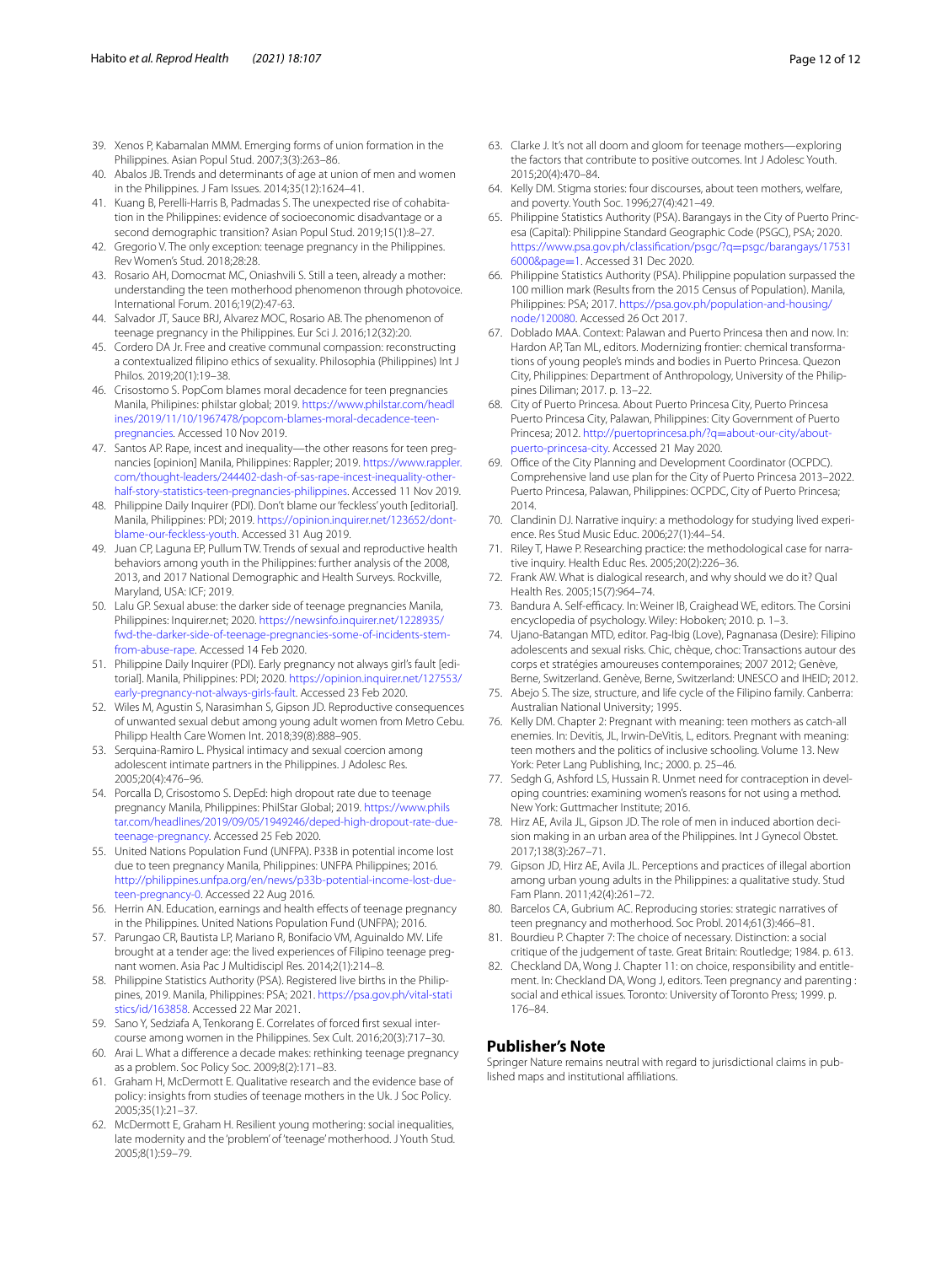39. Xenos P, Kabamalan MMM. Emerging forms of union formation in the Philippines. Asian Popul Stud. 2007;3(3):263–86.
40. Abalos JB. Trends and determinants of age at union of men and women in the Philippines. J Fam Issues. 2014;35(12):1624–41.
41. Kuang B, Perelli-Harris B, Padmadas S. The unexpected rise of cohabitation in the Philippines: evidence of socioeconomic disadvantage or a second demographic transition? Asian Popul Stud. 2019;15(1):8–27.
42. Gregorio V. The only exception: teenage pregnancy in the Philippines. Rev Women's Stud. 2018;28:28.
43. Rosario AH, Domocmat MC, Oniashvili S. Still a teen, already a mother: understanding the teen motherhood phenomenon through photovoice. International Forum. 2016;19(2):47-63.
44. Salvador JT, Sauce BRJ, Alvarez MOC, Rosario AB. The phenomenon of teenage pregnancy in the Philippines. Eur Sci J. 2016;12(32):20.
45. Cordero DA Jr. Free and creative communal compassion: reconstructing a contextualized filipino ethics of sexuality. Philosophia (Philippines) Int J Philos. 2019;20(1):19–38.
46. Crisostomo S. PopCom blames moral decadence for teen pregnancies Manila, Philipines: philstar global; 2019. https://www.philstar.com/headlines/2019/11/10/1967478/popcom-blames-moral-decadence-teen-pregnancies. Accessed 10 Nov 2019.
47. Santos AP. Rape, incest and inequality—the other reasons for teen pregnancies [opinion] Manila, Philippines: Rappler; 2019. https://www.rappler.com/thought-leaders/244402-dash-of-sas-rape-incest-inequality-other-half-story-statistics-teen-pregnancies-philippines. Accessed 11 Nov 2019.
48. Philippine Daily Inquirer (PDI). Don't blame our 'feckless' youth [editorial]. Manila, Philippines: PDI; 2019. https://opinion.inquirer.net/123652/dont-blame-our-feckless-youth. Accessed 31 Aug 2019.
49. Juan CP, Laguna EP, Pullum TW. Trends of sexual and reproductive health behaviors among youth in the Philippines: further analysis of the 2008, 2013, and 2017 National Demographic and Health Surveys. Rockville, Maryland, USA: ICF; 2019.
50. Lalu GP. Sexual abuse: the darker side of teenage pregnancies Manila, Philippines: Inquirer.net; 2020. https://newsinfo.inquirer.net/1228935/fwd-the-darker-side-of-teenage-pregnancies-some-of-incidents-stem-from-abuse-rape. Accessed 14 Feb 2020.
51. Philippine Daily Inquirer (PDI). Early pregnancy not always girl's fault [editorial]. Manila, Philippines: PDI; 2020. https://opinion.inquirer.net/127553/early-pregnancy-not-always-girls-fault. Accessed 23 Feb 2020.
52. Wiles M, Agustin S, Narasimhan S, Gipson JD. Reproductive consequences of unwanted sexual debut among young adult women from Metro Cebu. Philipp Health Care Women Int. 2018;39(8):888–905.
53. Serquina-Ramiro L. Physical intimacy and sexual coercion among adolescent intimate partners in the Philippines. J Adolesc Res. 2005;20(4):476–96.
54. Porcalla D, Crisostomo S. DepEd: high dropout rate due to teenage pregnancy Manila, Philippines: PhilStar Global; 2019. https://www.philstar.com/headlines/2019/09/05/1949246/deped-high-dropout-rate-due-teenage-pregnancy. Accessed 25 Feb 2020.
55. United Nations Population Fund (UNFPA). P33B in potential income lost due to teen pregnancy Manila, Philippines: UNFPA Philippines; 2016. http://philippines.unfpa.org/en/news/p33b-potential-income-lost-due-teen-pregnancy-0. Accessed 22 Aug 2016.
56. Herrin AN. Education, earnings and health effects of teenage pregnancy in the Philippines. United Nations Population Fund (UNFPA); 2016.
57. Parungao CR, Bautista LP, Mariano R, Bonifacio VM, Aguinaldo MV. Life brought at a tender age: the lived experiences of Filipino teenage pregnant women. Asia Pac J Multidiscipl Res. 2014;2(1):214–8.
58. Philippine Statistics Authority (PSA). Registered live births in the Philippines, 2019. Manila, Philippines: PSA; 2021. https://psa.gov.ph/vital-statistics/id/163858. Accessed 22 Mar 2021.
59. Sano Y, Sedziafa A, Tenkorang E. Correlates of forced first sexual intercourse among women in the Philippines. Sex Cult. 2016;20(3):717–30.
60. Arai L. What a difference a decade makes: rethinking teenage pregnancy as a problem. Soc Policy Soc. 2009;8(2):171–83.
61. Graham H, McDermott E. Qualitative research and the evidence base of policy: insights from studies of teenage mothers in the Uk. J Soc Policy. 2005;35(1):21–37.
62. McDermott E, Graham H. Resilient young mothering: social inequalities, late modernity and the 'problem' of 'teenage' motherhood. J Youth Stud. 2005;8(1):59–79.
63. Clarke J. It's not all doom and gloom for teenage mothers—exploring the factors that contribute to positive outcomes. Int J Adolesc Youth. 2015;20(4):470–84.
64. Kelly DM. Stigma stories: four discourses, about teen mothers, welfare, and poverty. Youth Soc. 1996;27(4):421–49.
65. Philippine Statistics Authority (PSA). Barangays in the City of Puerto Princesa (Capital): Philippine Standard Geographic Code (PSGC), PSA; 2020. https://www.psa.gov.ph/classification/psgc/?q=psgc/barangays/175316000&page=1. Accessed 31 Dec 2020.
66. Philippine Statistics Authority (PSA). Philippine population surpassed the 100 million mark (Results from the 2015 Census of Population). Manila, Philippines: PSA; 2017. https://psa.gov.ph/population-and-housing/node/120080. Accessed 26 Oct 2017.
67. Doblado MAA. Context: Palawan and Puerto Princesa then and now. In: Hardon AP, Tan ML, editors. Modernizing frontier: chemical transformations of young people's minds and bodies in Puerto Princesa. Quezon City, Philippines: Department of Anthropology, University of the Philippines Diliman; 2017. p. 13–22.
68. City of Puerto Princesa. About Puerto Princesa City, Puerto Princesa Puerto Princesa City, Palawan, Philippines: City Government of Puerto Princesa; 2012. http://puertoprincesa.ph/?q=about-our-city/about-puerto-princesa-city. Accessed 21 May 2020.
69. Office of the City Planning and Development Coordinator (OCPDC). Comprehensive land use plan for the City of Puerto Princesa 2013–2022. Puerto Princesa, Palawan, Philippines: OCPDC, City of Puerto Princesa; 2014.
70. Clandinin DJ. Narrative inquiry: a methodology for studying lived experience. Res Stud Music Educ. 2006;27(1):44–54.
71. Riley T, Hawe P. Researching practice: the methodological case for narrative inquiry. Health Educ Res. 2005;20(2):226–36.
72. Frank AW. What is dialogical research, and why should we do it? Qual Health Res. 2005;15(7):964–74.
73. Bandura A. Self-efficacy. In: Weiner IB, Craighead WE, editors. The Corsini encyclopedia of psychology. Wiley: Hoboken; 2010. p. 1–3.
74. Ujano-Batangan MTD, editor. Pag-Ibig (Love), Pagnanasa (Desire): Filipino adolescents and sexual risks. Chic, chèque, choc: Transactions autour des corps et stratégies amoureuses contemporaines; 2007 2012; Genève, Berne, Switzerland. Genève, Berne, Switzerland: UNESCO and IHEID; 2012.
75. Abejo S. The size, structure, and life cycle of the Filipino family. Canberra: Australian National University; 1995.
76. Kelly DM. Chapter 2: Pregnant with meaning: teen mothers as catch-all enemies. In: Devitis, JL, Irwin-DeVitis, L, editors. Pregnant with meaning: teen mothers and the politics of inclusive schooling. Volume 13. New York: Peter Lang Publishing, Inc.; 2000. p. 25–46.
77. Sedgh G, Ashford LS, Hussain R. Unmet need for contraception in developing countries: examining women's reasons for not using a method. New York: Guttmacher Institute; 2016.
78. Hirz AE, Avila JL, Gipson JD. The role of men in induced abortion decision making in an urban area of the Philippines. Int J Gynecol Obstet. 2017;138(3):267–71.
79. Gipson JD, Hirz AE, Avila JL. Perceptions and practices of illegal abortion among urban young adults in the Philippines: a qualitative study. Stud Fam Plann. 2011;42(4):261–72.
80. Barcelos CA, Gubrium AC. Reproducing stories: strategic narratives of teen pregnancy and motherhood. Soc Probl. 2014;61(3):466–81.
81. Bourdieu P. Chapter 7: The choice of necessary. Distinction: a social critique of the judgement of taste. Great Britain: Routledge; 1984. p. 613.
82. Checkland DA, Wong J. Chapter 11: on choice, responsibility and entitlement. In: Checkland DA, Wong J, editors. Teen pregnancy and parenting : social and ethical issues. Toronto: University of Toronto Press; 1999. p. 176–84.

## Publisher's Note

Springer Nature remains neutral with regard to jurisdictional claims in published maps and institutional affiliations.